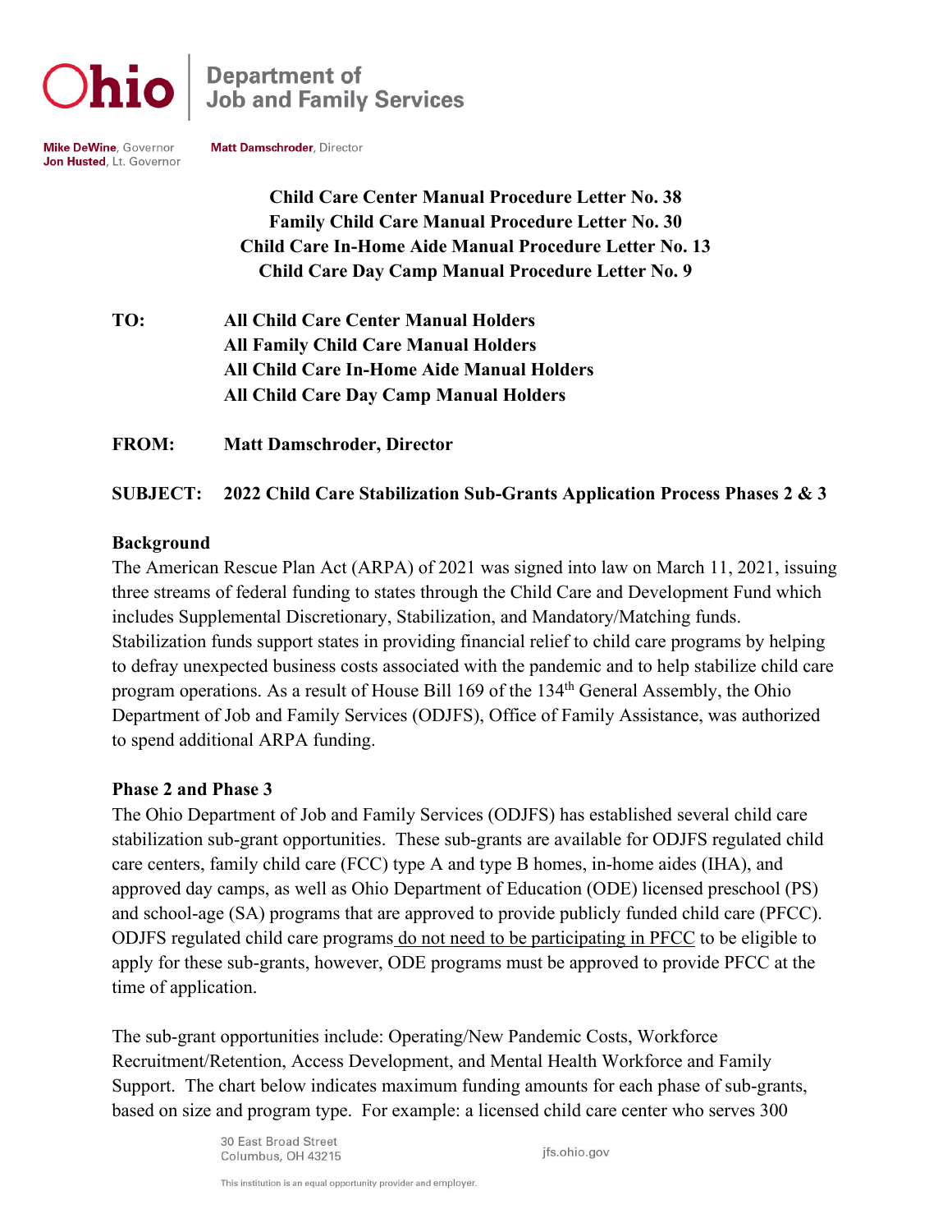Ohio | Department of Job and Family Services

**Mike DeWine**, Governor
**Jon Husted**, Lt. Governor

**Matt Damschroder**, Director

**Child Care Center Manual Procedure Letter No. 38**
**Family Child Care Manual Procedure Letter No. 30**
**Child Care In-Home Aide Manual Procedure Letter No. 13**
**Child Care Day Camp Manual Procedure Letter No. 9**

**TO:** **All Child Care Center Manual Holders**
**All Family Child Care Manual Holders**
**All Child Care In-Home Aide Manual Holders**
**All Child Care Day Camp Manual Holders**

**FROM:** **Matt Damschroder, Director**

**SUBJECT:** **2022 Child Care Stabilization Sub-Grants Application Process Phases 2 & 3**

## Background

The American Rescue Plan Act (ARPA) of 2021 was signed into law on March 11, 2021, issuing three streams of federal funding to states through the Child Care and Development Fund which includes Supplemental Discretionary, Stabilization, and Mandatory/Matching funds. Stabilization funds support states in providing financial relief to child care programs by helping to defray unexpected business costs associated with the pandemic and to help stabilize child care program operations. As a result of House Bill 169 of the 134th General Assembly, the Ohio Department of Job and Family Services (ODJFS), Office of Family Assistance, was authorized to spend additional ARPA funding.

## Phase 2 and Phase 3

The Ohio Department of Job and Family Services (ODJFS) has established several child care stabilization sub-grant opportunities. These sub-grants are available for ODJFS regulated child care centers, family child care (FCC) type A and type B homes, in-home aides (IHA), and approved day camps, as well as Ohio Department of Education (ODE) licensed preschool (PS) and school-age (SA) programs that are approved to provide publicly funded child care (PFCC). ODJFS regulated child care programs do not need to be participating in PFCC to be eligible to apply for these sub-grants, however, ODE programs must be approved to provide PFCC at the time of application.

The sub-grant opportunities include: Operating/New Pandemic Costs, Workforce Recruitment/Retention, Access Development, and Mental Health Workforce and Family Support. The chart below indicates maximum funding amounts for each phase of sub-grants, based on size and program type. For example: a licensed child care center who serves 300

30 East Broad Street
Columbus, OH 43215

jfs.ohio.gov

This institution is an equal opportunity provider and employer.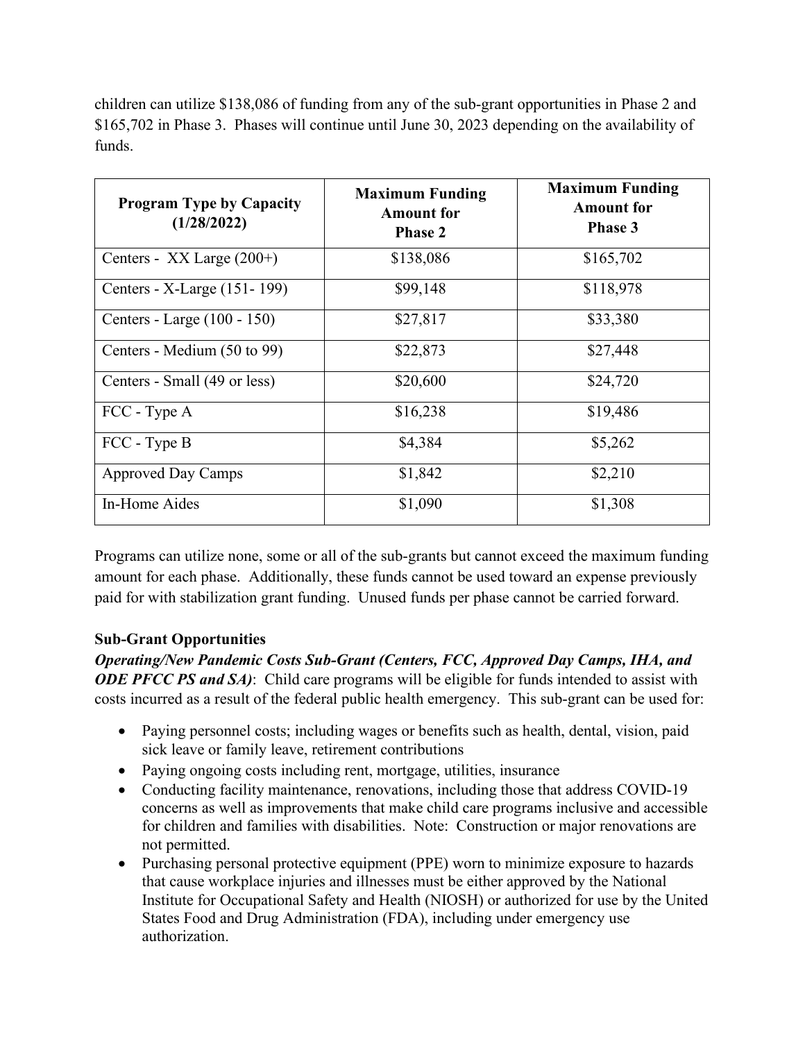children can utilize $138,086 of funding from any of the sub-grant opportunities in Phase 2 and $165,702 in Phase 3. Phases will continue until June 30, 2023 depending on the availability of funds.

| Program Type by Capacity (1/28/2022) | Maximum Funding Amount for Phase 2 | Maximum Funding Amount for Phase 3 |
|---|---|---|
| Centers - XX Large (200+) | $138,086 | $165,702 |
| Centers - X-Large (151- 199) | $99,148 | $118,978 |
| Centers - Large (100 - 150) | $27,817 | $33,380 |
| Centers - Medium (50 to 99) | $22,873 | $27,448 |
| Centers - Small (49 or less) | $20,600 | $24,720 |
| FCC - Type A | $16,238 | $19,486 |
| FCC - Type B | $4,384 | $5,262 |
| Approved Day Camps | $1,842 | $2,210 |
| In-Home Aides | $1,090 | $1,308 |

Programs can utilize none, some or all of the sub-grants but cannot exceed the maximum funding amount for each phase. Additionally, these funds cannot be used toward an expense previously paid for with stabilization grant funding. Unused funds per phase cannot be carried forward.

**Sub-Grant Opportunities**

***Operating/New Pandemic Costs Sub-Grant (Centers, FCC, Approved Day Camps, IHA, and ODE PFCC PS and SA)***: Child care programs will be eligible for funds intended to assist with costs incurred as a result of the federal public health emergency. This sub-grant can be used for:

- Paying personnel costs; including wages or benefits such as health, dental, vision, paid sick leave or family leave, retirement contributions
- Paying ongoing costs including rent, mortgage, utilities, insurance
- Conducting facility maintenance, renovations, including those that address COVID-19 concerns as well as improvements that make child care programs inclusive and accessible for children and families with disabilities. Note: Construction or major renovations are not permitted.
- Purchasing personal protective equipment (PPE) worn to minimize exposure to hazards that cause workplace injuries and illnesses must be either approved by the National Institute for Occupational Safety and Health (NIOSH) or authorized for use by the United States Food and Drug Administration (FDA), including under emergency use authorization.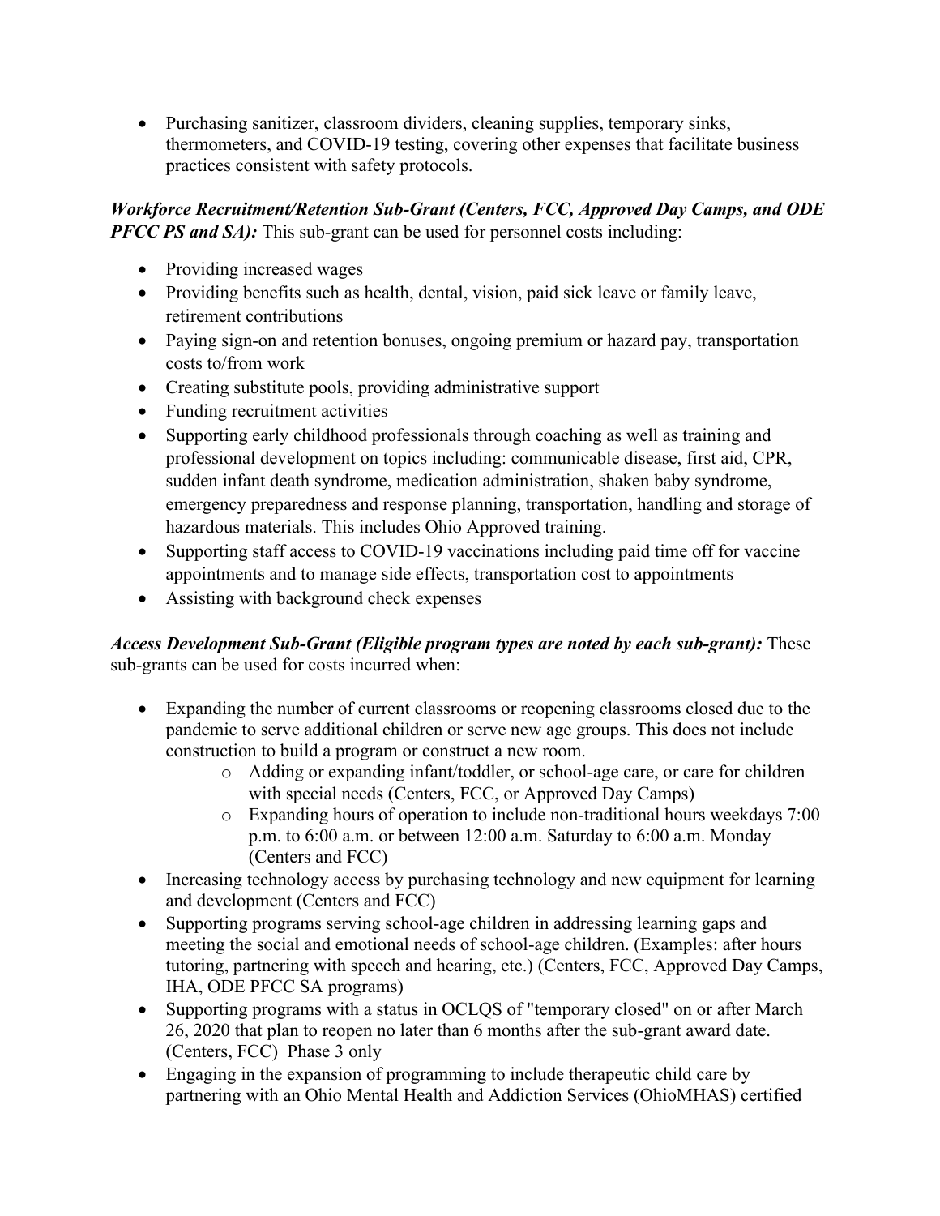- Purchasing sanitizer, classroom dividers, cleaning supplies, temporary sinks, thermometers, and COVID-19 testing, covering other expenses that facilitate business practices consistent with safety protocols.

***Workforce Recruitment/Retention Sub-Grant (Centers, FCC, Approved Day Camps, and ODE PFCC PS and SA):*** This sub-grant can be used for personnel costs including:

- Providing increased wages
- Providing benefits such as health, dental, vision, paid sick leave or family leave, retirement contributions
- Paying sign-on and retention bonuses, ongoing premium or hazard pay, transportation costs to/from work
- Creating substitute pools, providing administrative support
- Funding recruitment activities
- Supporting early childhood professionals through coaching as well as training and professional development on topics including: communicable disease, first aid, CPR, sudden infant death syndrome, medication administration, shaken baby syndrome, emergency preparedness and response planning, transportation, handling and storage of hazardous materials. This includes Ohio Approved training.
- Supporting staff access to COVID-19 vaccinations including paid time off for vaccine appointments and to manage side effects, transportation cost to appointments
- Assisting with background check expenses

***Access Development Sub-Grant (Eligible program types are noted by each sub-grant):*** These sub-grants can be used for costs incurred when:

- Expanding the number of current classrooms or reopening classrooms closed due to the pandemic to serve additional children or serve new age groups. This does not include construction to build a program or construct a new room.
  - Adding or expanding infant/toddler, or school-age care, or care for children with special needs (Centers, FCC, or Approved Day Camps)
  - Expanding hours of operation to include non-traditional hours weekdays 7:00 p.m. to 6:00 a.m. or between 12:00 a.m. Saturday to 6:00 a.m. Monday (Centers and FCC)
- Increasing technology access by purchasing technology and new equipment for learning and development (Centers and FCC)
- Supporting programs serving school-age children in addressing learning gaps and meeting the social and emotional needs of school-age children. (Examples: after hours tutoring, partnering with speech and hearing, etc.) (Centers, FCC, Approved Day Camps, IHA, ODE PFCC SA programs)
- Supporting programs with a status in OCLQS of "temporary closed" on or after March 26, 2020 that plan to reopen no later than 6 months after the sub-grant award date. (Centers, FCC) Phase 3 only
- Engaging in the expansion of programming to include therapeutic child care by partnering with an Ohio Mental Health and Addiction Services (OhioMHAS) certified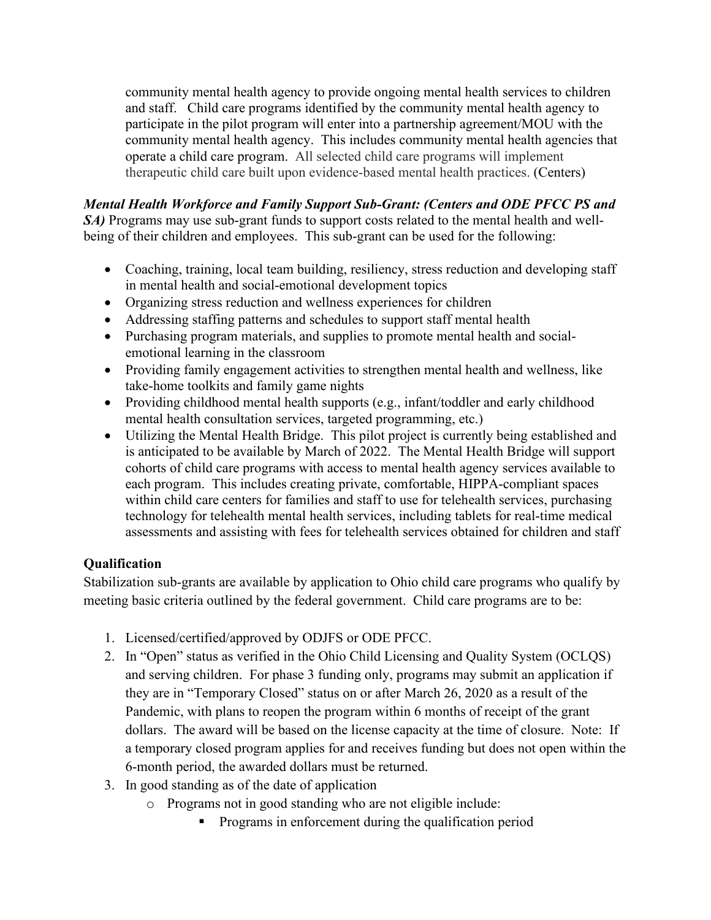community mental health agency to provide ongoing mental health services to children and staff. Child care programs identified by the community mental health agency to participate in the pilot program will enter into a partnership agreement/MOU with the community mental health agency. This includes community mental health agencies that operate a child care program. All selected child care programs will implement therapeutic child care built upon evidence-based mental health practices. (Centers)

***Mental Health Workforce and Family Support Sub-Grant: (Centers and ODE PFCC PS and SA)*** Programs may use sub-grant funds to support costs related to the mental health and well-being of their children and employees. This sub-grant can be used for the following:

- Coaching, training, local team building, resiliency, stress reduction and developing staff in mental health and social-emotional development topics
- Organizing stress reduction and wellness experiences for children
- Addressing staffing patterns and schedules to support staff mental health
- Purchasing program materials, and supplies to promote mental health and social-emotional learning in the classroom
- Providing family engagement activities to strengthen mental health and wellness, like take-home toolkits and family game nights
- Providing childhood mental health supports (e.g., infant/toddler and early childhood mental health consultation services, targeted programming, etc.)
- Utilizing the Mental Health Bridge. This pilot project is currently being established and is anticipated to be available by March of 2022. The Mental Health Bridge will support cohorts of child care programs with access to mental health agency services available to each program. This includes creating private, comfortable, HIPPA-compliant spaces within child care centers for families and staff to use for telehealth services, purchasing technology for telehealth mental health services, including tablets for real-time medical assessments and assisting with fees for telehealth services obtained for children and staff

**Qualification**

Stabilization sub-grants are available by application to Ohio child care programs who qualify by meeting basic criteria outlined by the federal government. Child care programs are to be:

1. Licensed/certified/approved by ODJFS or ODE PFCC.
2. In "Open" status as verified in the Ohio Child Licensing and Quality System (OCLQS) and serving children. For phase 3 funding only, programs may submit an application if they are in "Temporary Closed" status on or after March 26, 2020 as a result of the Pandemic, with plans to reopen the program within 6 months of receipt of the grant dollars. The award will be based on the license capacity at the time of closure. Note: If a temporary closed program applies for and receives funding but does not open within the 6-month period, the awarded dollars must be returned.
3. In good standing as of the date of application
   - Programs not in good standing who are not eligible include:
     - Programs in enforcement during the qualification period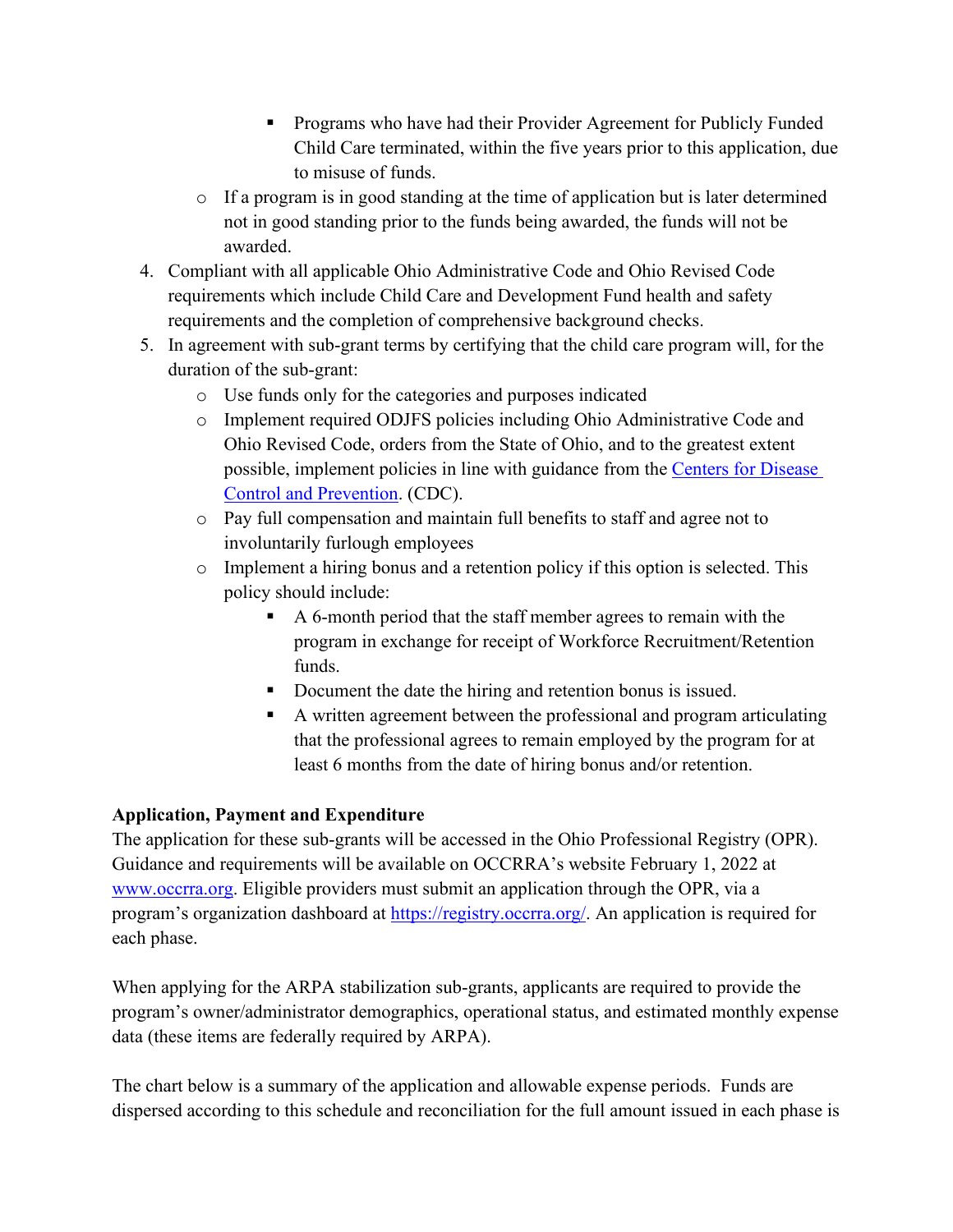- Programs who have had their Provider Agreement for Publicly Funded Child Care terminated, within the five years prior to this application, due to misuse of funds.
    - If a program is in good standing at the time of application but is later determined not in good standing prior to the funds being awarded, the funds will not be awarded.
4. Compliant with all applicable Ohio Administrative Code and Ohio Revised Code requirements which include Child Care and Development Fund health and safety requirements and the completion of comprehensive background checks.
5. In agreement with sub-grant terms by certifying that the child care program will, for the duration of the sub-grant:
    - Use funds only for the categories and purposes indicated
    - Implement required ODJFS policies including Ohio Administrative Code and Ohio Revised Code, orders from the State of Ohio, and to the greatest extent possible, implement policies in line with guidance from the [Centers for Disease Control and Prevention](). (CDC).
    - Pay full compensation and maintain full benefits to staff and agree not to involuntarily furlough employees
    - Implement a hiring bonus and a retention policy if this option is selected. This policy should include:
        - A 6-month period that the staff member agrees to remain with the program in exchange for receipt of Workforce Recruitment/Retention funds.
        - Document the date the hiring and retention bonus is issued.
        - A written agreement between the professional and program articulating that the professional agrees to remain employed by the program for at least 6 months from the date of hiring bonus and/or retention.

**Application, Payment and Expenditure**

The application for these sub-grants will be accessed in the Ohio Professional Registry (OPR). Guidance and requirements will be available on OCCRRA's website February 1, 2022 at [www.occrra.org](www.occrra.org). Eligible providers must submit an application through the OPR, via a program's organization dashboard at [https://registry.occrra.org/](https://registry.occrra.org/). An application is required for each phase.

When applying for the ARPA stabilization sub-grants, applicants are required to provide the program's owner/administrator demographics, operational status, and estimated monthly expense data (these items are federally required by ARPA).

The chart below is a summary of the application and allowable expense periods. Funds are dispersed according to this schedule and reconciliation for the full amount issued in each phase is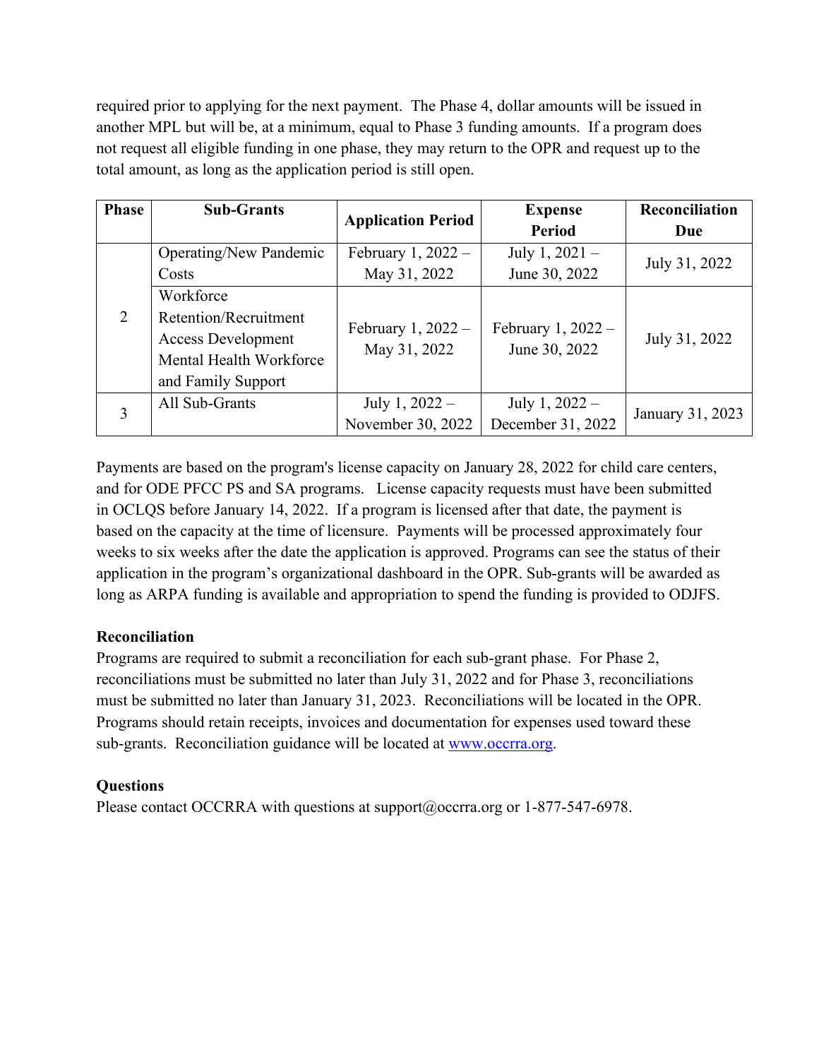required prior to applying for the next payment. The Phase 4, dollar amounts will be issued in another MPL but will be, at a minimum, equal to Phase 3 funding amounts. If a program does not request all eligible funding in one phase, they may return to the OPR and request up to the total amount, as long as the application period is still open.

| Phase | Sub-Grants | Application Period | Expense Period | Reconciliation Due |
|---|---|---|---|---|
| 2 | Operating/New Pandemic Costs | February 1, 2022 – May 31, 2022 | July 1, 2021 – June 30, 2022 | July 31, 2022 |
| | Workforce Retention/Recruitment Access Development Mental Health Workforce and Family Support | February 1, 2022 – May 31, 2022 | February 1, 2022 – June 30, 2022 | July 31, 2022 |
| 3 | All Sub-Grants | July 1, 2022 – November 30, 2022 | July 1, 2022 – December 31, 2022 | January 31, 2023 |

Payments are based on the program's license capacity on January 28, 2022 for child care centers, and for ODE PFCC PS and SA programs. License capacity requests must have been submitted in OCLQS before January 14, 2022. If a program is licensed after that date, the payment is based on the capacity at the time of licensure. Payments will be processed approximately four weeks to six weeks after the date the application is approved. Programs can see the status of their application in the program's organizational dashboard in the OPR. Sub-grants will be awarded as long as ARPA funding is available and appropriation to spend the funding is provided to ODJFS.

**Reconciliation**

Programs are required to submit a reconciliation for each sub-grant phase. For Phase 2, reconciliations must be submitted no later than July 31, 2022 and for Phase 3, reconciliations must be submitted no later than January 31, 2023. Reconciliations will be located in the OPR. Programs should retain receipts, invoices and documentation for expenses used toward these sub-grants. Reconciliation guidance will be located at www.occrra.org.

**Questions**

Please contact OCCRRA with questions at support@occrra.org or 1-877-547-6978.